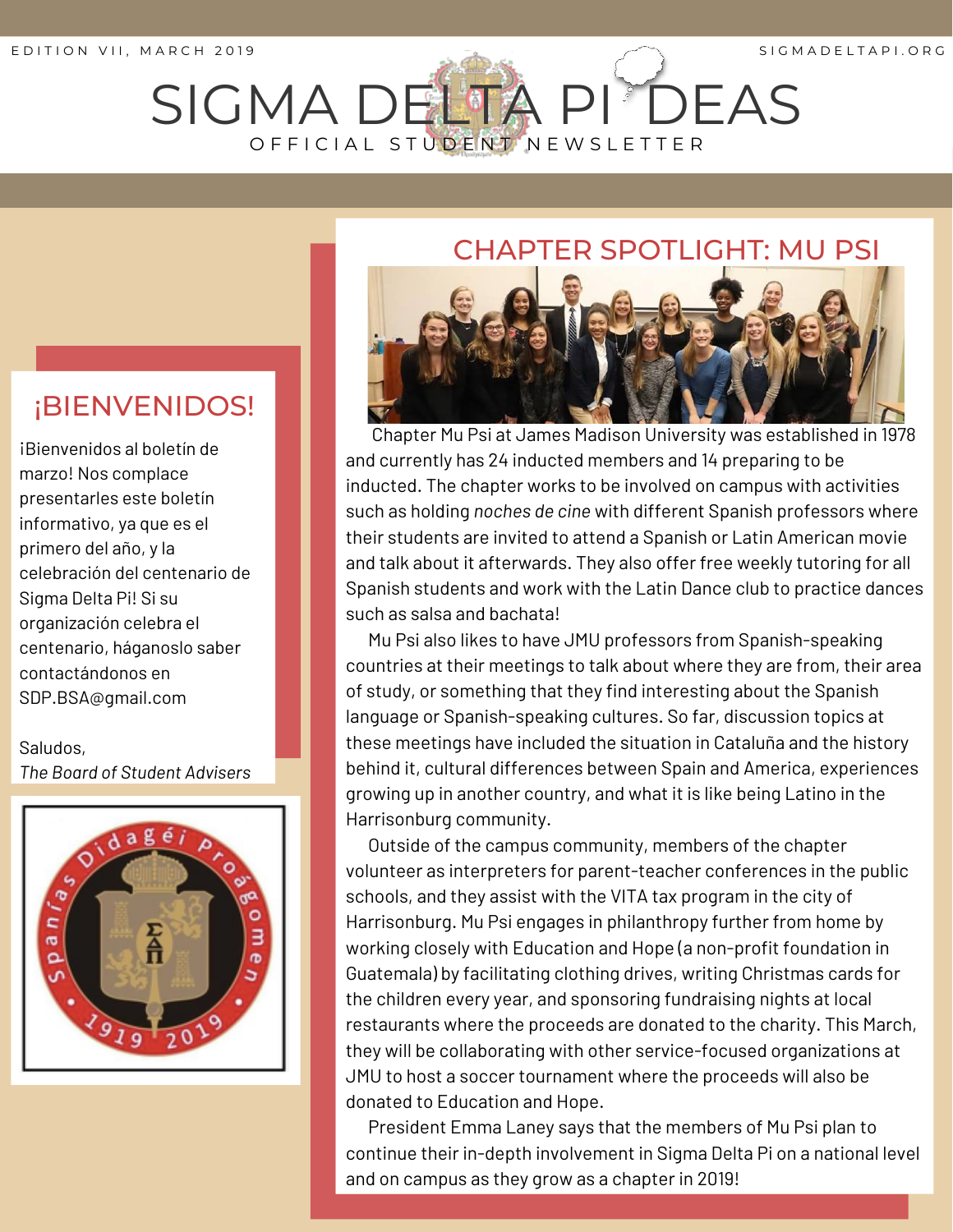EDITION VII, MARCH 2019

SIGMADELTAPI.ORG

# SIGMA DELTA PI DEAS

OFFICIAL STUDENT NEWSLETTER

## ¡BIENVENIDOS!

¡Bienvenidos al boletín de marzo! Nos complace presentarles este boletín informativo, ya que es el primero del año, y la celebración del centenario de Sigma Delta Pi! Si su organización celebra el centenario, háganoslo saber contactándonos en SDP.BSA@gmail.com

Saludos,
*The Board of Student Advisers*

## CHAPTER SPOTLIGHT: MU PSI

Chapter Mu Psi at James Madison University was established in 1978 and currently has 24 inducted members and 14 preparing to be inducted. The chapter works to be involved on campus with activities such as holding *noches de cine* with different Spanish professors where their students are invited to attend a Spanish or Latin American movie and talk about it afterwards. They also offer free weekly tutoring for all Spanish students and work with the Latin Dance club to practice dances such as salsa and bachata!

Mu Psi also likes to have JMU professors from Spanish-speaking countries at their meetings to talk about where they are from, their area of study, or something that they find interesting about the Spanish language or Spanish-speaking cultures. So far, discussion topics at these meetings have included the situation in Cataluña and the history behind it, cultural differences between Spain and America, experiences growing up in another country, and what it is like being Latino in the Harrisonburg community.

Outside of the campus community, members of the chapter volunteer as interpreters for parent-teacher conferences in the public schools, and they assist with the VITA tax program in the city of Harrisonburg. Mu Psi engages in philanthropy further from home by working closely with Education and Hope (a non-profit foundation in Guatemala) by facilitating clothing drives, writing Christmas cards for the children every year, and sponsoring fundraising nights at local restaurants where the proceeds are donated to the charity. This March, they will be collaborating with other service-focused organizations at JMU to host a soccer tournament where the proceeds will also be donated to Education and Hope.

President Emma Laney says that the members of Mu Psi plan to continue their in-depth involvement in Sigma Delta Pi on a national level and on campus as they grow as a chapter in 2019!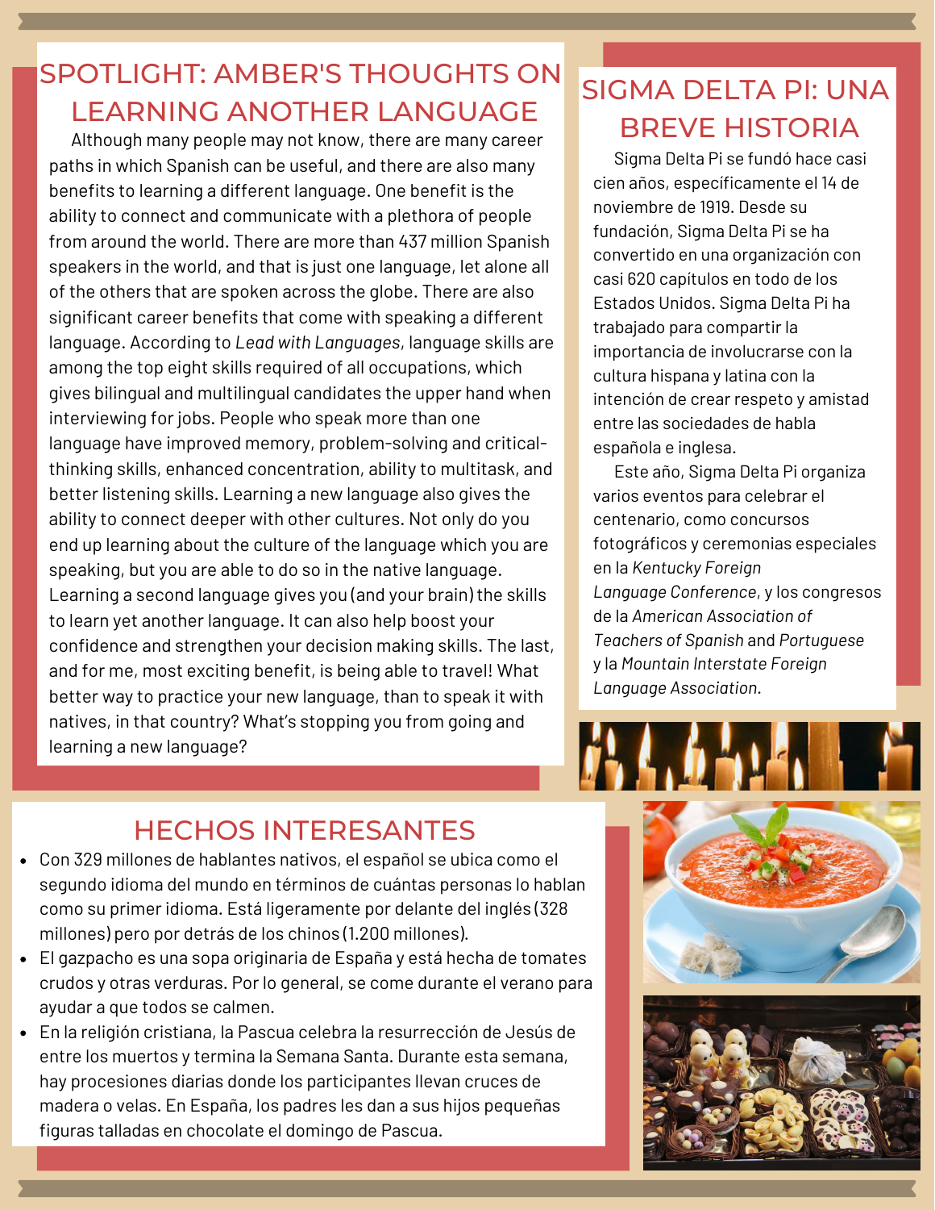## SPOTLIGHT: AMBER'S THOUGHTS ON LEARNING ANOTHER LANGUAGE

Although many people may not know, there are many career paths in which Spanish can be useful, and there are also many benefits to learning a different language. One benefit is the ability to connect and communicate with a plethora of people from around the world. There are more than 437 million Spanish speakers in the world, and that is just one language, let alone all of the others that are spoken across the globe. There are also significant career benefits that come with speaking a different language. According to *Lead with Languages*, language skills are among the top eight skills required of all occupations, which gives bilingual and multilingual candidates the upper hand when interviewing for jobs. People who speak more than one language have improved memory, problem-solving and critical-thinking skills, enhanced concentration, ability to multitask, and better listening skills. Learning a new language also gives the ability to connect deeper with other cultures. Not only do you end up learning about the culture of the language which you are speaking, but you are able to do so in the native language. Learning a second language gives you (and your brain) the skills to learn yet another language. It can also help boost your confidence and strengthen your decision making skills. The last, and for me, most exciting benefit, is being able to travel! What better way to practice your new language, than to speak it with natives, in that country? What's stopping you from going and learning a new language?

## SIGMA DELTA PI: UNA BREVE HISTORIA

Sigma Delta Pi se fundó hace casi cien años, específicamente el 14 de noviembre de 1919. Desde su fundación, Sigma Delta Pi se ha convertido en una organización con casi 620 capítulos en todo de los Estados Unidos. Sigma Delta Pi ha trabajado para compartir la importancia de involucrarse con la cultura hispana y latina con la intención de crear respeto y amistad entre las sociedades de habla española e inglesa.

Este año, Sigma Delta Pi organiza varios eventos para celebrar el centenario, como concursos fotográficos y ceremonias especiales en la *Kentucky Foreign Language Conference*, y los congresos de la *American Association of Teachers of Spanish* and *Portuguese* y la *Mountain Interstate Foreign Language Association*.

## HECHOS INTERESANTES

- Con 329 millones de hablantes nativos, el español se ubica como el segundo idioma del mundo en términos de cuántas personas lo hablan como su primer idioma. Está ligeramente por delante del inglés (328 millones) pero por detrás de los chinos (1.200 millones).
- El gazpacho es una sopa originaria de España y está hecha de tomates crudos y otras verduras. Por lo general, se come durante el verano para ayudar a que todos se calmen.
- En la religión cristiana, la Pascua celebra la resurrección de Jesús de entre los muertos y termina la Semana Santa. Durante esta semana, hay procesiones diarias donde los participantes llevan cruces de madera o velas. En España, los padres les dan a sus hijos pequeñas figuras talladas en chocolate el domingo de Pascua.